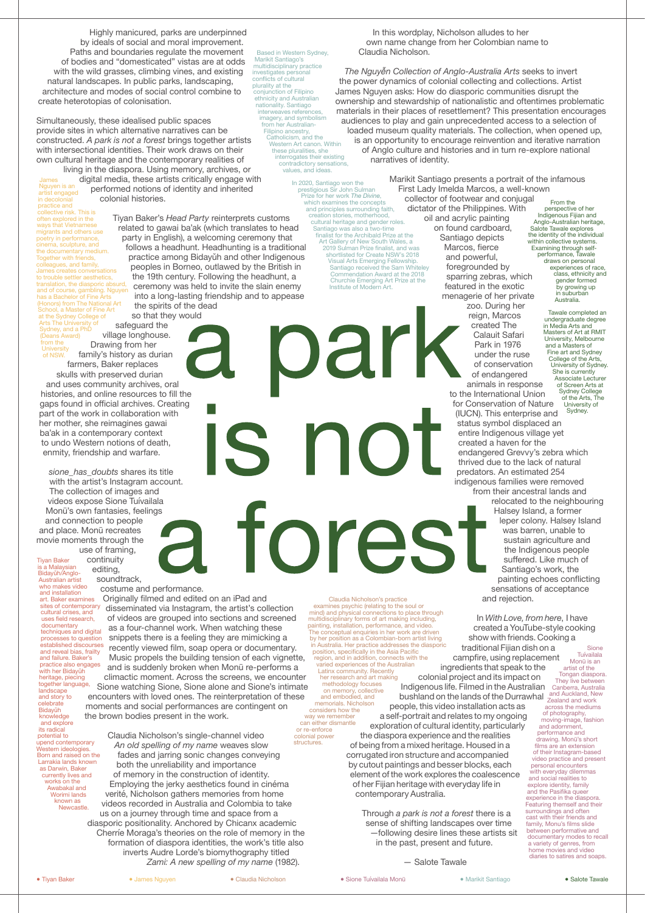# a park is not a forest

Highly manicured, parks are underpinned by ideals of social and moral improvement. Paths and boundaries regulate the movement of bodies and "domesticated" vistas are at odds with the wild grasses, climbing vines, and existing natural landscapes. In public parks, landscaping, architecture and modes of social control combine to create heterotopias of colonisation.

Simultaneously, these idealised public spaces provide sites in which alternative narratives can be constructed. *A park is not a forest* brings together artists with intersectional identities. Their work draws on their own cultural heritage and the contemporary realities of living in the diaspora. Using memory, archives, or digital media, these artists critically engage with performed notions of identity and inherited colonial histories.

Tiyan Baker's *Head Party* reinterprets customs related to gawai ba'ak (which translates to head party in English), a welcoming ceremony that follows a headhunt. Headhunting is a traditional practice among Bidayŭh and other Indigenous peoples in Borneo, outlawed by the British in the 19th century. Following the headhunt, a ceremony was held to invite the slain enemy into a long-lasting friendship and to appease the spirits of the dead so that they would safeguard the village longhouse. Drawing from her family's history as durian farmers, Baker replaces skulls with preserved durian and uses community archives, oral histories, and online resources to fill the gaps found in official archives. Creating part of the work in collaboration with her mother, she reimagines gawai ba'ak in a contemporary context to undo Western notions of death, enmity, friendship and warfare.

*sione_has_doubts* shares its title with the artist's Instagram account. The collection of images and videos expose Sione Tuívailala Monū's own fantasies, feelings and connection to people and place. Monū recreates movie moments through the use of framing, continuity editing, soundtrack, costume and performance. Originally filmed and edited on an iPad and disseminated via Instagram, the artist's collection of videos are grouped into sections and screened as a four-channel work. When watching these snippets there is a feeling they are mimicking a recently viewed film, soap opera or documentary. Music propels the building tension of each vignette, and is suddenly broken when Monū re-performs a climactic moment. Across the screens, we encounter Sione watching Sione, Sione alone and Sione's intimate encounters with loved ones. The reinterpretation of these moments and social performances are contingent on the brown bodies present in the work.

Claudia Nicholson's single-channel video *An old spelling of my name* weaves slow fades and jarring sonic changes conveying both the unreliability and importance of memory in the construction of identity. Employing the jerky aesthetics found in cinéma verité, Nicholson gathers memories from home videos recorded in Australia and Colombia to take us on a journey through time and space from a diasporic positionality. Anchored by Chicanx academic Cherríe Moraga's theories on the role of memory in the formation of diaspora identities, the work's title also inverts Audre Lorde's biomythography titled *Zami: A new spelling of my name* (1982). In this wordplay, Nicholson alludes to her own name change from her Colombian name to Claudia Nicholson.

*The Nguyễn Collection of Anglo-Australia Arts* seeks to invert the power dynamics of colonial collecting and collections. Artist James Nguyen asks: How do diasporic communities disrupt the ownership and stewardship of nationalistic and oftentimes problematic materials in their places of resettlement? This presentation encourages audiences to play and gain unprecedented access to a selection of loaded museum quality materials. The collection, when opened up, is an opportunity to encourage reinvention and iterative narration of Anglo culture and histories and in turn re-explore national narratives of identity.

Marikit Santiago presents a portrait of the infamous First Lady Imelda Marcos, a well-known collector of footwear and conjugal dictator of the Philippines. With oil and acrylic painting on found cardboard, Santiago depicts Marcos, fierce and powerful, foregrounded by sparring zebras, which featured in the exotic menagerie of her private zoo. During her reign, Marcos created The Calauit Safari Park in 1976 under the ruse of conservation of endangered animals in response to the International Union for Conservation of Nature (IUCN). This enterprise and status symbol displaced an entire Indigenous village yet created a haven for the endangered Grevvy's zebra which thrived due to the lack of natural predators. An estimated 254 indigenous families were removed from their ancestral lands and relocated to the neighbouring Halsey Island, a former leper colony. Halsey Island was barren, unable to sustain agriculture and the Indigenous people suffered. Like much of Santiago's work, the painting echoes conflicting sensations of acceptance and rejection.

In *With Love, from here*, I have created a YouTube-style cooking show with friends. Cooking a traditional Fijian dish on a campfire, using replacement ingredients that speak to the colonial project and its impact on Indigenous life. Filmed in the Australian bushland on the lands of the Durrawhal people, this video installation acts as a self-portrait and relates to my ongoing exploration of cultural identity, particularly the diaspora experience and the realities of being from a mixed heritage. Housed in a corrugated iron structure and accompanied by cutout paintings and besser blocks, each element of the work explores the coalescence of our Fijian heritage with everyday life in contemporary Australia.

Through *a park is not a forest* there is a sense of shifting landscapes over time—following desire lines these artists sit in the past, present and future.

— Salote Tawale

---

Tiyan Baker is a Malaysian Bidayŭh/Anglo-Australian artist who makes video and installation art. Baker examines sites of contemporary cultural crises, and uses field research, documentary techniques and digital processes to question established discourses and reveal bias, frailty and failure. Baker's practice also engages with her Bidayŭh heritage, piecing together language, landscape and story to celebrate Bidayŭh knowledge and explore its radical potential to upend contemporary Western ideologies. Born and raised on the Larrakia lands known as Darwin, Baker currently lives and works on the Awabakal and Worimi lands known as Newcastle.

James Nguyen is an artist engaged in decolonial practice and collective risk. This is often explored in the ways that Vietnamese migrants and others use poetry in performance, cinema, sculpture, and the documentary medium. Together with friends, colleagues, and family, James creates conversations to trouble settler aesthetics, translation, the diasporic absurd, and of course, gambling. Nguyen has a Bachelor of Fine Arts (Honors) from The National Art School, a Master of Fine Art at the Sydney College of Arts The University of Sydney, and a PhD (Deans Award) from the University of NSW.

Claudia Nicholson's practice examines psychic (relating to the soul or mind) and physical connections to place through multidisciplinary forms of art making including, painting, installation, performance, and video. The conceptual enquiries in her work are driven by her position as a Colombian-born artist living in Australia. Her practice addresses the diasporic position, specifically in the Asia Pacific region, and in addition, connects with the varied experiences of the Australian Latinx community. Recently her research and art making methodology focuses on memory, collective and embodied, and memorials. Nicholson considers how the way we remember can either dismantle or re-enforce colonial power structures.

Sione Tuívailala Monū is an artist of the Tongan diaspora. They live between Canberra, Australia and Auckland, New Zealand and work across the mediums of photography, moving-image, fashion and adornment, performance and drawing. Monū's short films are an extension of their Instagram-based video practice and present personal encounters with everyday dilemmas and social realities to explore identity, family and the Pasifika queer experience in the diaspora. Featuring themself and their surroundings and often cast with their friends and family, Monu's films slide between performative and documentary modes to recall a variety of genres, from home movies and video diaries to satires and soaps.

Based in Western Sydney, Marikit Santiago's multidisciplinary practice investigates personal conflicts of cultural plurality at the conjunction of Filipino ethnicity and Australian nationality. Santiago interweaves references, imagery, and symbolism from her Australian-Filipino ancestry, Catholicism, and the Western Art canon. Within these pluralities, she interrogates their existing contradictory sensations, values, and ideas.

In 2020, Santiago won the prestigious Sir John Sulman Prize for her work *The Divine*, which examines the concepts and principles surrounding faith, creation stories, motherhood, cultural heritage and gender roles. Santiago was also a two-time finalist for the Archibald Prize at the Art Gallery of New South Wales, a 2019 Sulman Prize finalist, and was shortlisted for Create NSW's 2018 Visual Arts Emerging Fellowship. Santiago received the Sam Whiteley Commendation Award at the 2018 Churchie Emerging Art Prize at the Institute of Modern Art.

From the perspective of her Indigenous Fijian and Anglo-Australian heritage, Salote Tawale explores the identity of the individual within collective systems. Examining through self-performance, Tawale draws on personal experiences of race, class, ethnicity and gender formed by growing up in suburban Australia.

Tawale completed an undergraduate degree in Media Arts and Masters of Art at RMIT University, Melbourne and a Masters of Fine art and Sydney College of the Arts, University of Sydney. She is currently Associate Lecturer of Screen Arts at Sydney College of the Arts, The University of Sydney.

• Tiyan Baker • James Nguyen • Claudia Nicholson • Sione Tuívailala Monū • Marikit Santiago • Salote Tawale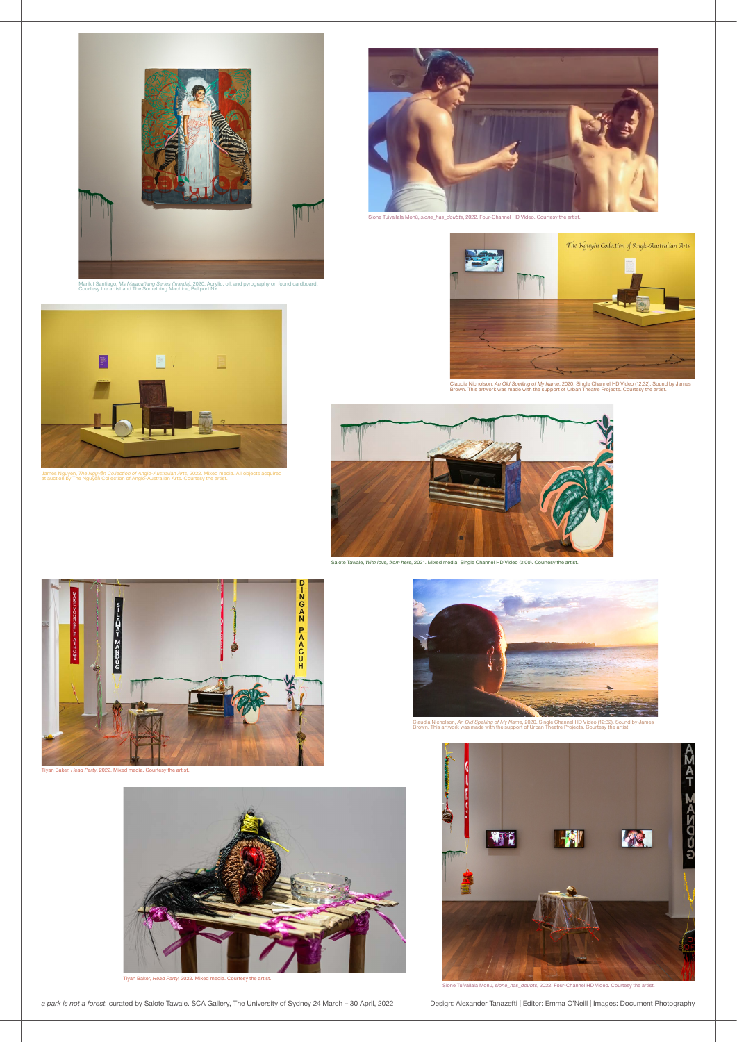Markit Santiago, *Ms Malacañang Series (Imelda)*, 2020. Acrylic, oil, and pyrography on found cardboard. Courtesy the artist and The Something Machine, Bellport NY.

Sione Tuivailala Monū, *sione_has_doubts*, 2022. Four-Channel HD Video. Courtesy the artist.

Claudia Nicholson, *An Old Spelling of My Name*, 2020. Single Channel HD Video (12:32). Sound by James Brown. This artwork was made with the support of Urban Theatre Projects. Courtesy the artist.

James Nguyen, *The Nguyễn Collection of Anglo-Australian Arts*, 2022. Mixed media. All objects acquired at auction by The Nguyễn Collection of Anglo-Australian Arts. Courtesy the artist.

Salote Tawale, *With love, from here*, 2021. Mixed media, Single Channel HD Video (3:00). Courtesy the artist.

Tiyan Baker, *Head Party*, 2022. Mixed media. Courtesy the artist.

Claudia Nicholson, *An Old Spelling of My Name*, 2020. Single Channel HD Video (12:32). Sound by James Brown. This artwork was made with the support of Urban Theatre Projects. Courtesy the artist.

Tiyan Baker, *Head Party*, 2022. Mixed media. Courtesy the artist.

Sione Tuivailala Monū, *sione_has_doubts*, 2022. Four-Channel HD Video. Courtesy the artist.

*a park is not a forest*, curated by Salote Tawale. SCA Gallery, The University of Sydney 24 March – 30 April, 2022

Design: Alexander Tanazefti | Editor: Emma O'Neill | Images: Document Photography